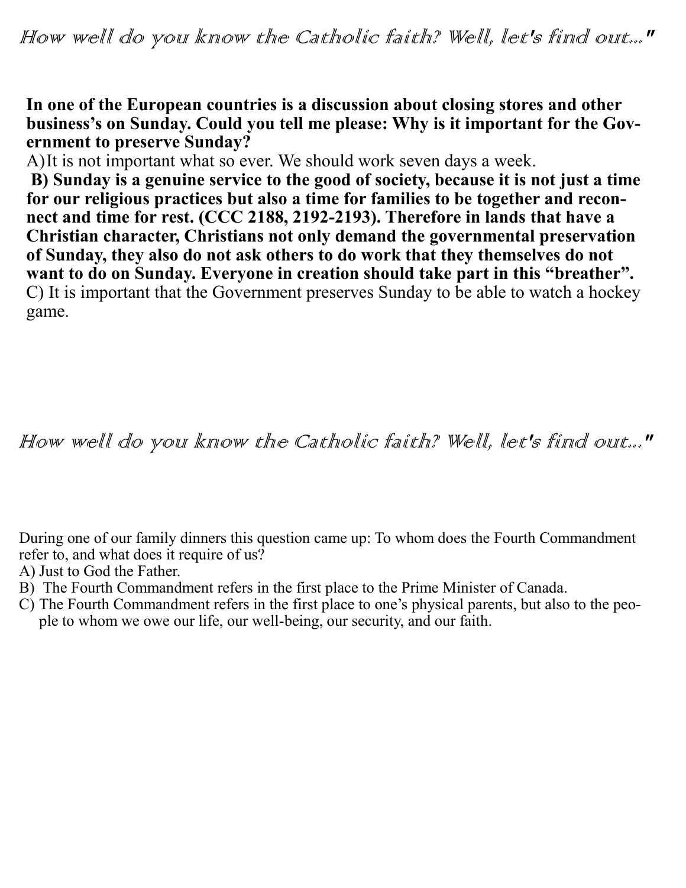*How well do you know the Catholic faith? Well, let's find out..."*

**In one of the European countries is a discussion about closing stores and other business's on Sunday. Could you tell me please: Why is it important for the Government to preserve Sunday?**

A)It is not important what so ever. We should work seven days a week.

**B) Sunday is a genuine service to the good of society, because it is not just a time for our religious practices but also a time for families to be together and reconnect and time for rest. (CCC 2188, 2192-2193). Therefore in lands that have a Christian character, Christians not only demand the governmental preservation of Sunday, they also do not ask others to do work that they themselves do not want to do on Sunday. Everyone in creation should take part in this "breather".**

C) It is important that the Government preserves Sunday to be able to watch a hockey game.

*How well do you know the Catholic faith? Well, let's find out..."*

During one of our family dinners this question came up: To whom does the Fourth Commandment refer to, and what does it require of us?

A) Just to God the Father.

B) The Fourth Commandment refers in the first place to the Prime Minister of Canada.

C) The Fourth Commandment refers in the first place to one's physical parents, but also to the people to whom we owe our life, our well-being, our security, and our faith.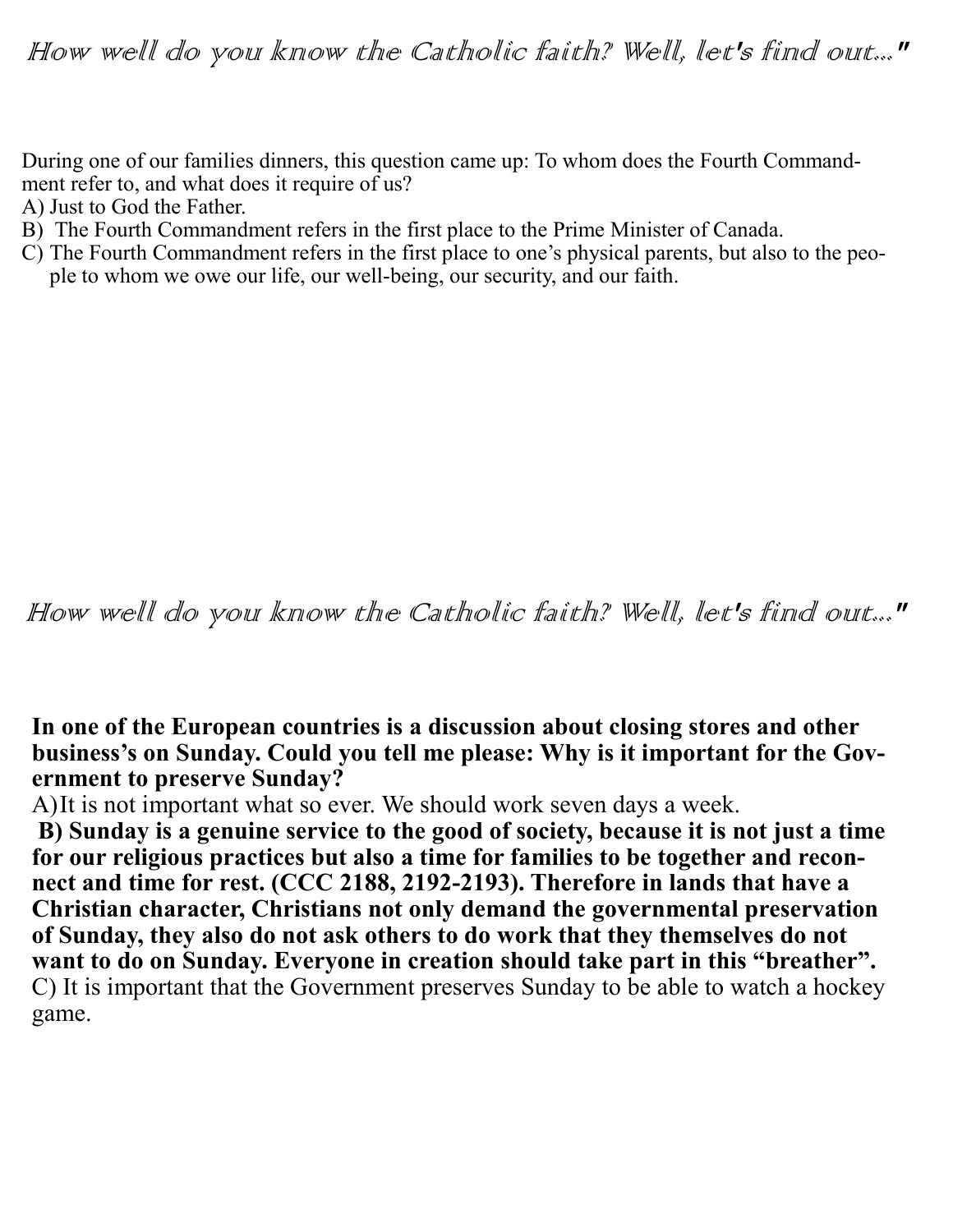*How well do you know the Catholic faith? Well, let's find out..."*

During one of our families dinners, this question came up: To whom does the Fourth Commandment refer to, and what does it require of us?

A) Just to God the Father.

B) The Fourth Commandment refers in the first place to the Prime Minister of Canada.

C) The Fourth Commandment refers in the first place to one's physical parents, but also to the people to whom we owe our life, our well-being, our security, and our faith.

*How well do you know the Catholic faith? Well, let's find out..."*

**In one of the European countries is a discussion about closing stores and other business's on Sunday. Could you tell me please: Why is it important for the Government to preserve Sunday?**

A) It is not important what so ever. We should work seven days a week.

**B) Sunday is a genuine service to the good of society, because it is not just a time for our religious practices but also a time for families to be together and reconnect and time for rest. (CCC 2188, 2192-2193). Therefore in lands that have a Christian character, Christians not only demand the governmental preservation of Sunday, they also do not ask others to do work that they themselves do not want to do on Sunday. Everyone in creation should take part in this "breather".**

C) It is important that the Government preserves Sunday to be able to watch a hockey game.